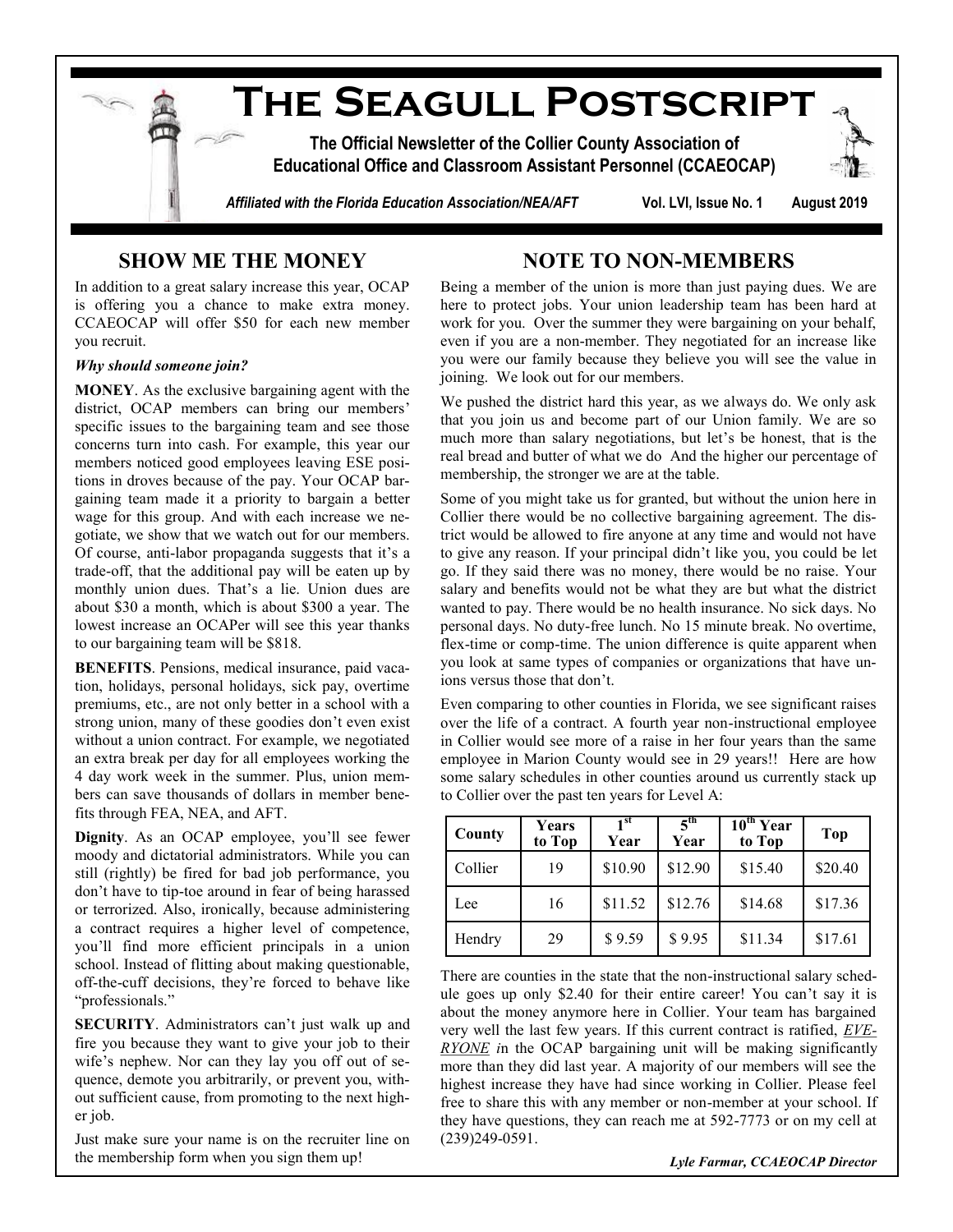# The Seagull Postscript

**The Official Newsletter of the Collier County Association of Educational Office and Classroom Assistant Personnel (CCAEOCAP)**

*Affiliated with the Florida Education Association/NEA/AFT* **Vol. LVI, Issue No. 1 August 2019**

## SHOW ME THE MONEY

In addition to a great salary increase this year, OCAP is offering you a chance to make extra money. CCAEOCAP will offer $50 for each new member you recruit.

***Why should someone join?***

**MONEY**. As the exclusive bargaining agent with the district, OCAP members can bring our members' specific issues to the bargaining team and see those concerns turn into cash. For example, this year our members noticed good employees leaving ESE positions in droves because of the pay. Your OCAP bargaining team made it a priority to bargain a better wage for this group. And with each increase we negotiate, we show that we watch out for our members. Of course, anti-labor propaganda suggests that it's a trade-off, that the additional pay will be eaten up by monthly union dues. That's a lie. Union dues are about $30 a month, which is about $300 a year. The lowest increase an OCAPer will see this year thanks to our bargaining team will be $818.

**BENEFITS**. Pensions, medical insurance, paid vacation, holidays, personal holidays, sick pay, overtime premiums, etc., are not only better in a school with a strong union, many of these goodies don't even exist without a union contract. For example, we negotiated an extra break per day for all employees working the 4 day work week in the summer. Plus, union members can save thousands of dollars in member benefits through FEA, NEA, and AFT.

**Dignity**. As an OCAP employee, you'll see fewer moody and dictatorial administrators. While you can still (rightly) be fired for bad job performance, you don't have to tip-toe around in fear of being harassed or terrorized. Also, ironically, because administering a contract requires a higher level of competence, you'll find more efficient principals in a union school. Instead of flitting about making questionable, off-the-cuff decisions, they're forced to behave like "professionals."

**SECURITY**. Administrators can't just walk up and fire you because they want to give your job to their wife's nephew. Nor can they lay you off out of sequence, demote you arbitrarily, or prevent you, without sufficient cause, from promoting to the next higher job.

Just make sure your name is on the recruiter line on the membership form when you sign them up!

## NOTE TO NON-MEMBERS

Being a member of the union is more than just paying dues. We are here to protect jobs. Your union leadership team has been hard at work for you. Over the summer they were bargaining on your behalf, even if you are a non-member. They negotiated for an increase like you were our family because they believe you will see the value in joining. We look out for our members.

We pushed the district hard this year, as we always do. We only ask that you join us and become part of our Union family. We are so much more than salary negotiations, but let's be honest, that is the real bread and butter of what we do And the higher our percentage of membership, the stronger we are at the table.

Some of you might take us for granted, but without the union here in Collier there would be no collective bargaining agreement. The district would be allowed to fire anyone at any time and would not have to give any reason. If your principal didn't like you, you could be let go. If they said there was no money, there would be no raise. Your salary and benefits would not be what they are but what the district wanted to pay. There would be no health insurance. No sick days. No personal days. No duty-free lunch. No 15 minute break. No overtime, flex-time or comp-time. The union difference is quite apparent when you look at same types of companies or organizations that have unions versus those that don't.

Even comparing to other counties in Florida, we see significant raises over the life of a contract. A fourth year non-instructional employee in Collier would see more of a raise in her four years than the same employee in Marion County would see in 29 years!! Here are how some salary schedules in other counties around us currently stack up to Collier over the past ten years for Level A:

| County | Years to Top | 1st Year | 5th Year | 10th Year to Top | Top |
|---|---|---|---|---|---|
| Collier | 19 | $10.90 | $12.90 | $15.40 | $20.40 |
| Lee | 16 | $11.52 | $12.76 | $14.68 | $17.36 |
| Hendry | 29 | $ 9.59 | $ 9.95 | $11.34 | $17.61 |

There are counties in the state that the non-instructional salary schedule goes up only $2.40 for their entire career! You can't say it is about the money anymore here in Collier. Your team has bargained very well the last few years. If this current contract is ratified, ***EVERYONE*** *i*n the OCAP bargaining unit will be making significantly more than they did last year. A majority of our members will see the highest increase they have had since working in Collier. Please feel free to share this with any member or non-member at your school. If they have questions, they can reach me at 592-7773 or on my cell at (239)249-0591.

***Lyle Farmar, CCAEOCAP Director***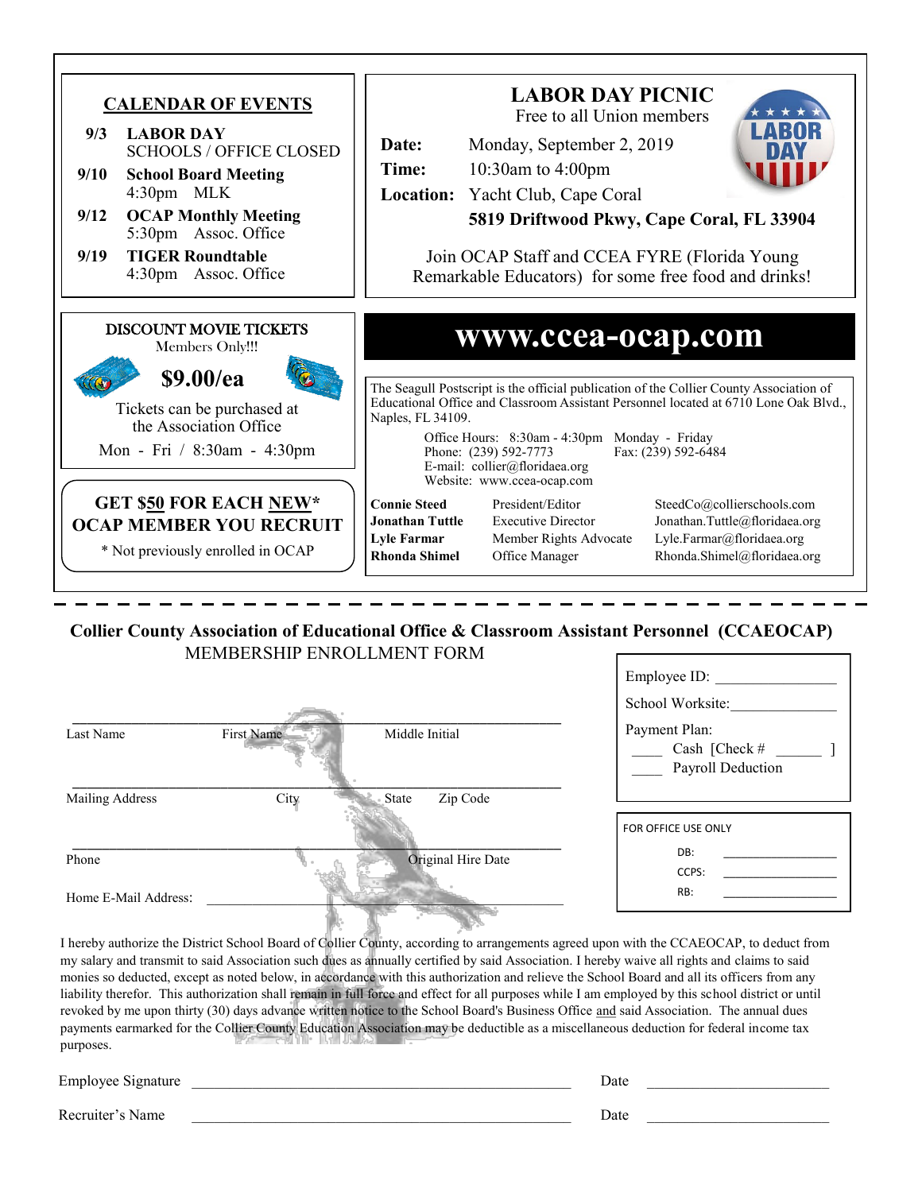## CALENDAR OF EVENTS

**9/3** **LABOR DAY**
SCHOOLS / OFFICE CLOSED

**9/10** **School Board Meeting**
4:30pm MLK

**9/12** **OCAP Monthly Meeting**
5:30pm Assoc. Office

**9/19** **TIGER Roundtable**
4:30pm Assoc. Office

## LABOR DAY PICNIC

Free to all Union members

**Date:** Monday, September 2, 2019

**Time:** 10:30am to 4:00pm

**Location:** Yacht Club, Cape Coral

**5819 Driftwood Pkwy, Cape Coral, FL 33904**

Join OCAP Staff and CCEA FYRE (Florida Young Remarkable Educators) for some free food and drinks!

### DISCOUNT MOVIE TICKETS

Members Only!!!

**$9.00/ea**

Tickets can be purchased at the Association Office

Mon - Fri / 8:30am - 4:30pm

# www.ccea-ocap.com

The Seagull Postscript is the official publication of the Collier County Association of Educational Office and Classroom Assistant Personnel located at 6710 Lone Oak Blvd., Naples, FL 34109.

Office Hours: 8:30am - 4:30pm Monday - Friday
Phone: (239) 592-7773 Fax: (239) 592-6484
E-mail: collier@floridaea.org
Website: www.ccea-ocap.com

| | | |
|---|---|---|
| **Connie Steed** | President/Editor | SteedCo@collierschools.com |
| **Jonathan Tuttle** | Executive Director | Jonathan.Tuttle@floridaea.org |
| **Lyle Farmar** | Member Rights Advocate | Lyle.Farmar@floridaea.org |
| **Rhonda Shimel** | Office Manager | Rhonda.Shimel@floridaea.org |

### GET $50 FOR EACH NEW* OCAP MEMBER YOU RECRUIT

* Not previously enrolled in OCAP

---

## Collier County Association of Educational Office & Classroom Assistant Personnel (CCAEOCAP)

MEMBERSHIP ENROLLMENT FORM

Employee ID: ________________

School Worksite: ______________

Payment Plan:
____ Cash [Check # ______ ]
____ Payroll Deduction

FOR OFFICE USE ONLY
DB: ________________
CCPS: ________________
RB: ________________

________________________________________________
Last Name First Name Middle Initial

________________________________________________
Mailing Address City State Zip Code

________________________________________________
Phone Original Hire Date

Home E-Mail Address: ________________________________

I hereby authorize the District School Board of Collier County, according to arrangements agreed upon with the CCAEOCAP, to deduct from my salary and transmit to said Association such dues as annually certified by said Association. I hereby waive all rights and claims to said monies so deducted, except as noted below, in accordance with this authorization and relieve the School Board and all its officers from any liability therefor. This authorization shall remain in full force and effect for all purposes while I am employed by this school district or until revoked by me upon thirty (30) days advance written notice to the School Board's Business Office and said Association. The annual dues payments earmarked for the Collier County Education Association may be deductible as a miscellaneous deduction for federal income tax purposes.

Employee Signature ________________________________ Date ________________

Recruiter's Name ________________________________ Date ________________